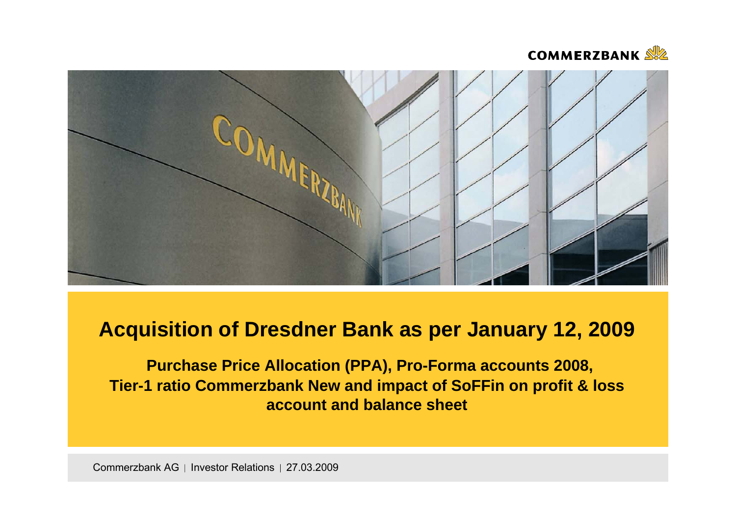# Acquisition of Dresdner Bank as per January 12, 2009

**Purchase Price Allocation (PPA), Pro-Forma accounts 2008, Tier-1 ratio Commerzbank New and impact of SoFFin on profit & loss account and balance sheet**

Commerzbank AG | Investor Relations | 27.03.2009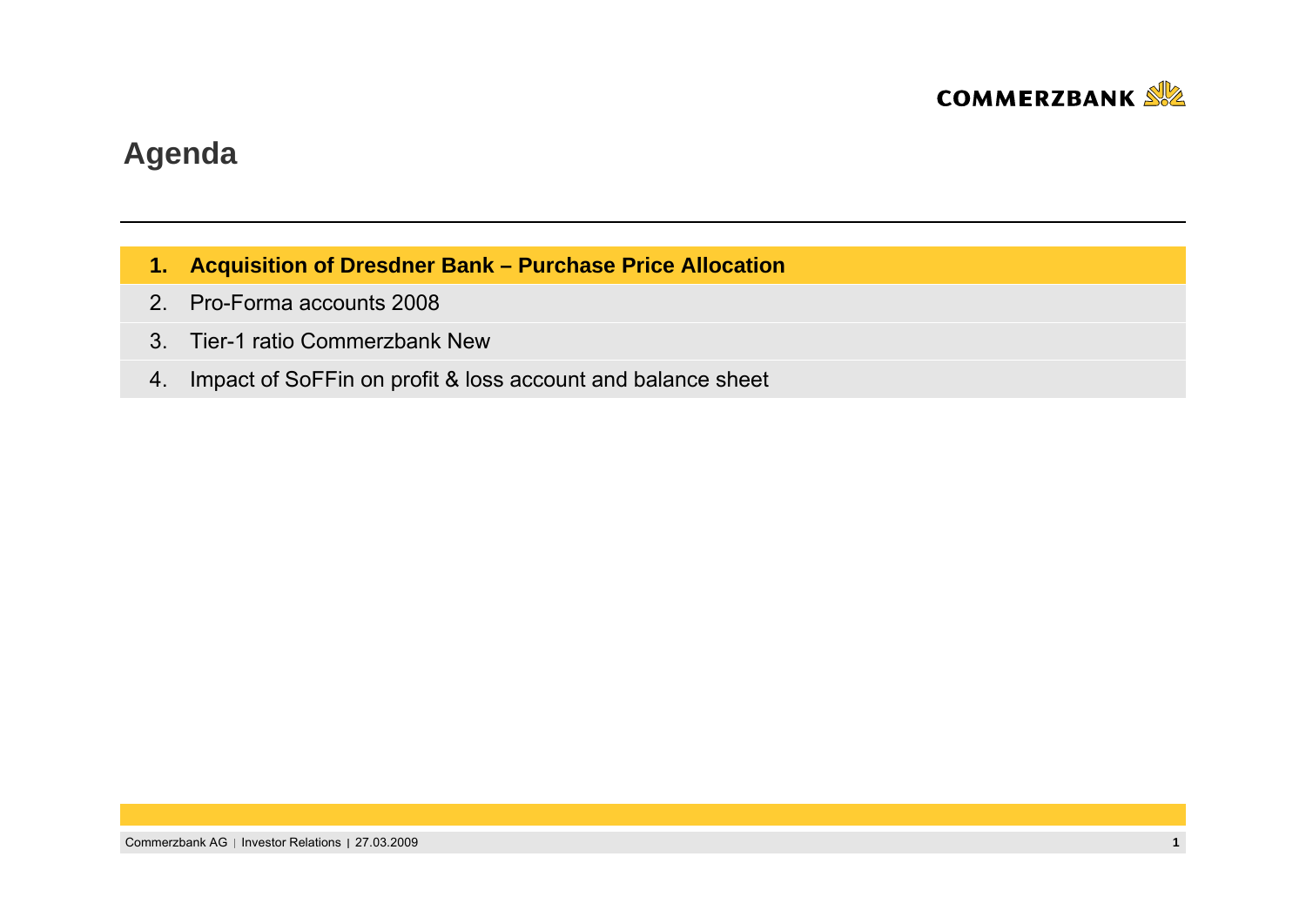# Agenda

1. **Acquisition of Dresdner Bank – Purchase Price Allocation**
2. Pro-Forma accounts 2008
3. Tier-1 ratio Commerzbank New
4. Impact of SoFFin on profit & loss account and balance sheet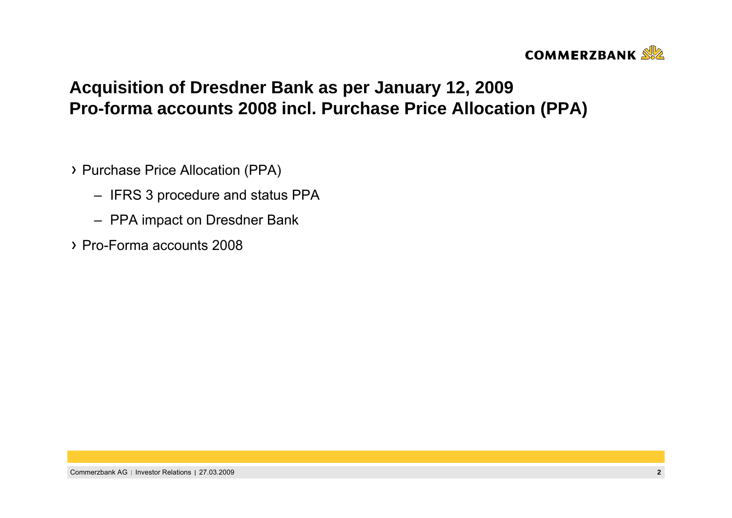# Acquisition of Dresdner Bank as per January 12, 2009
# Pro-forma accounts 2008 incl. Purchase Price Allocation (PPA)

- Purchase Price Allocation (PPA)
  - IFRS 3 procedure and status PPA
  - PPA impact on Dresdner Bank
- Pro-Forma accounts 2008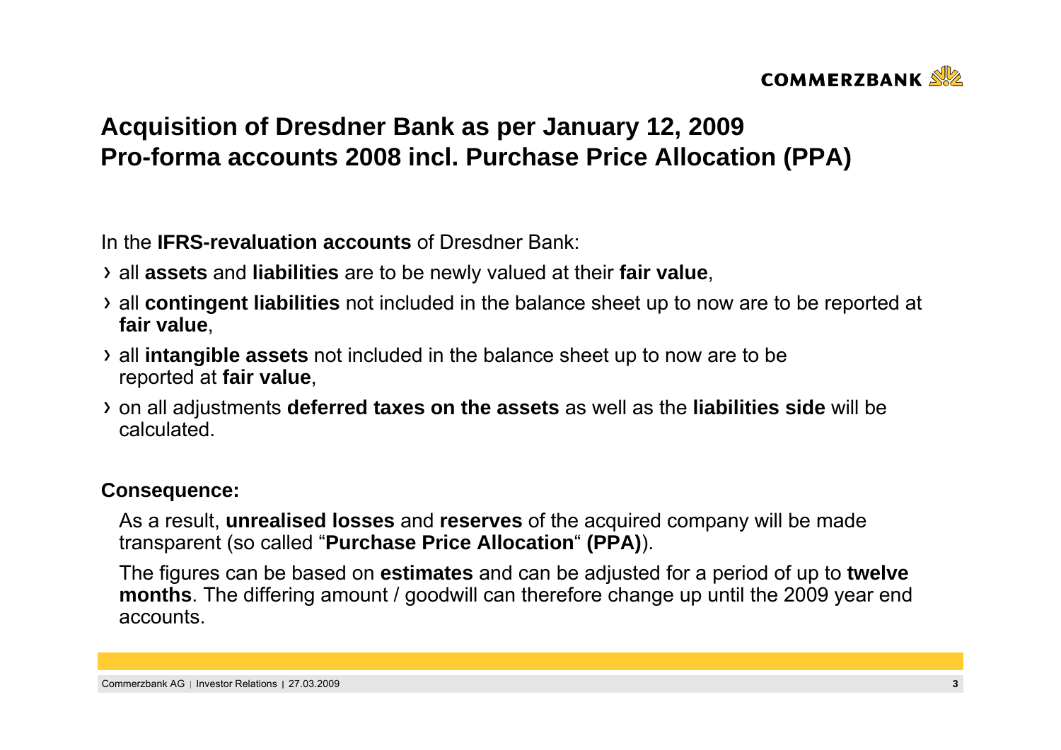# Acquisition of Dresdner Bank as per January 12, 2009
# Pro-forma accounts 2008 incl. Purchase Price Allocation (PPA)

In the **IFRS-revaluation accounts** of Dresdner Bank:

- all **assets** and **liabilities** are to be newly valued at their **fair value**,
- all **contingent liabilities** not included in the balance sheet up to now are to be reported at **fair value**,
- all **intangible assets** not included in the balance sheet up to now are to be reported at **fair value**,
- on all adjustments **deferred taxes on the assets** as well as the **liabilities side** will be calculated.

**Consequence:**

As a result, **unrealised losses** and **reserves** of the acquired company will be made transparent (so called "**Purchase Price Allocation**" **(PPA)**).

The figures can be based on **estimates** and can be adjusted for a period of up to **twelve months**. The differing amount / goodwill can therefore change up until the 2009 year end accounts.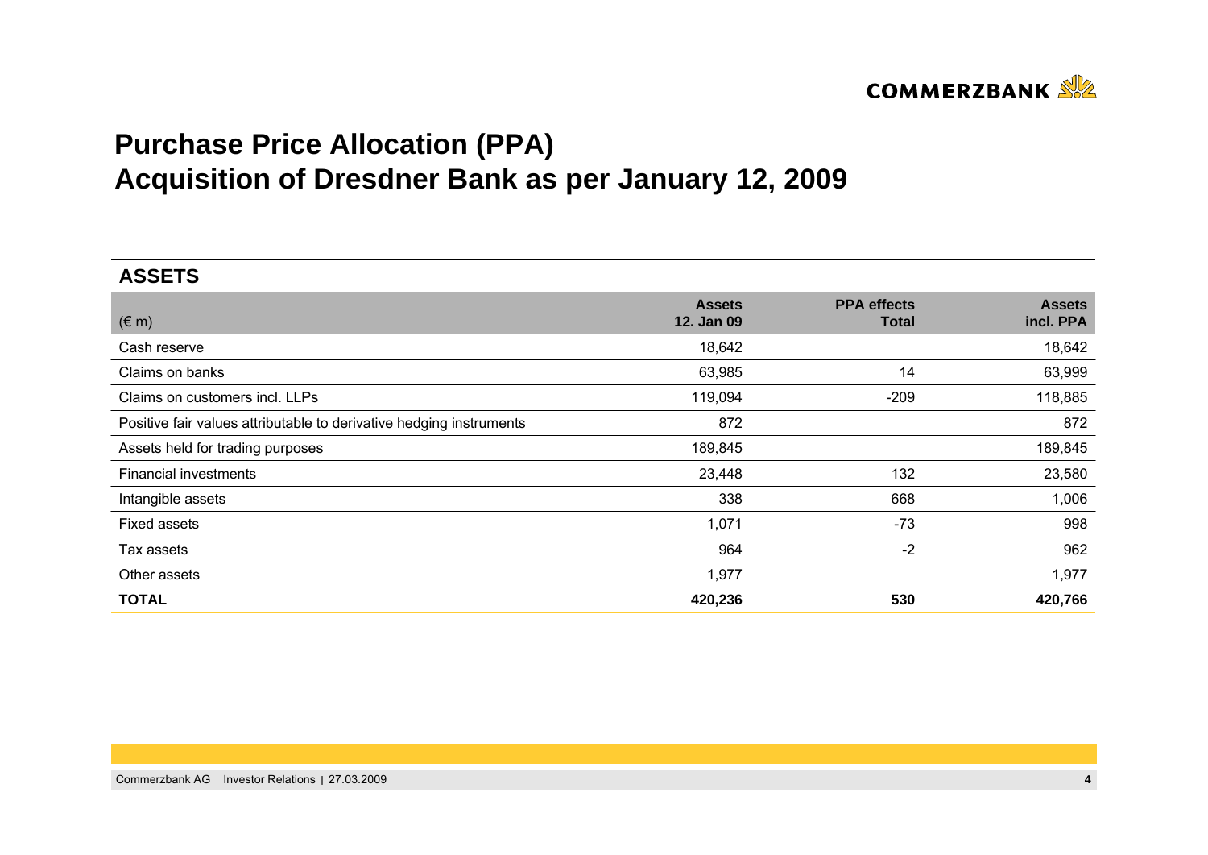# Purchase Price Allocation (PPA)
# Acquisition of Dresdner Bank as per January 12, 2009

## ASSETS

| (€ m) | Assets 12. Jan 09 | PPA effects Total | Assets incl. PPA |
|---|---|---|---|
| Cash reserve | 18,642 | | 18,642 |
| Claims on banks | 63,985 | 14 | 63,999 |
| Claims on customers incl. LLPs | 119,094 | -209 | 118,885 |
| Positive fair values attributable to derivative hedging instruments | 872 | | 872 |
| Assets held for trading purposes | 189,845 | | 189,845 |
| Financial investments | 23,448 | 132 | 23,580 |
| Intangible assets | 338 | 668 | 1,006 |
| Fixed assets | 1,071 | -73 | 998 |
| Tax assets | 964 | -2 | 962 |
| Other assets | 1,977 | | 1,977 |
| **TOTAL** | **420,236** | **530** | **420,766** |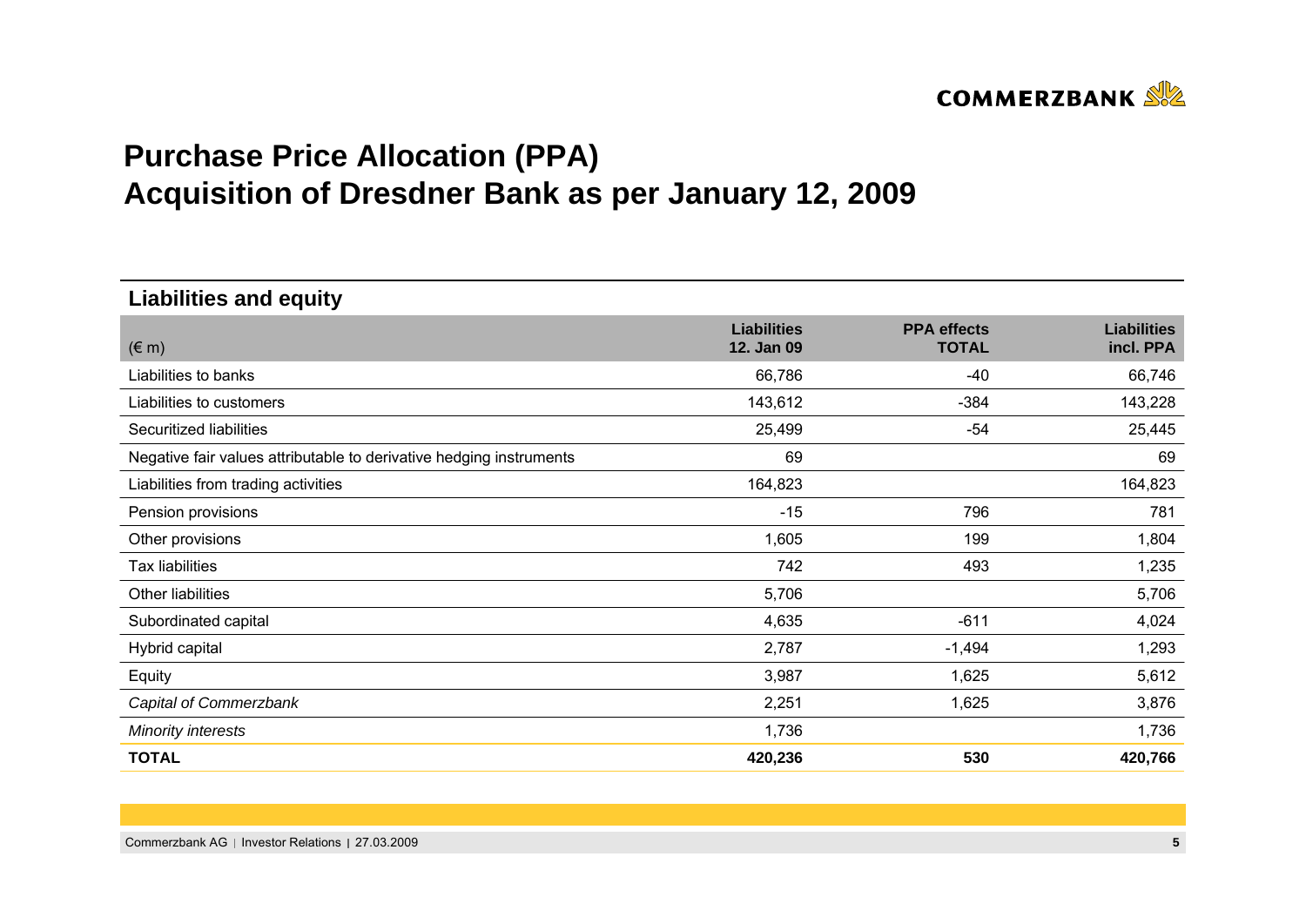# Purchase Price Allocation (PPA)
# Acquisition of Dresdner Bank as per January 12, 2009

## Liabilities and equity

| (€ m) | Liabilities 12. Jan 09 | PPA effects TOTAL | Liabilities incl. PPA |
|---|---|---|---|
| Liabilities to banks | 66,786 | -40 | 66,746 |
| Liabilities to customers | 143,612 | -384 | 143,228 |
| Securitized liabilities | 25,499 | -54 | 25,445 |
| Negative fair values attributable to derivative hedging instruments | 69 | | 69 |
| Liabilities from trading activities | 164,823 | | 164,823 |
| Pension provisions | -15 | 796 | 781 |
| Other provisions | 1,605 | 199 | 1,804 |
| Tax liabilities | 742 | 493 | 1,235 |
| Other liabilities | 5,706 | | 5,706 |
| Subordinated capital | 4,635 | -611 | 4,024 |
| Hybrid capital | 2,787 | -1,494 | 1,293 |
| Equity | 3,987 | 1,625 | 5,612 |
| *Capital of Commerzbank* | 2,251 | 1,625 | 3,876 |
| *Minority interests* | 1,736 | | 1,736 |
| **TOTAL** | **420,236** | **530** | **420,766** |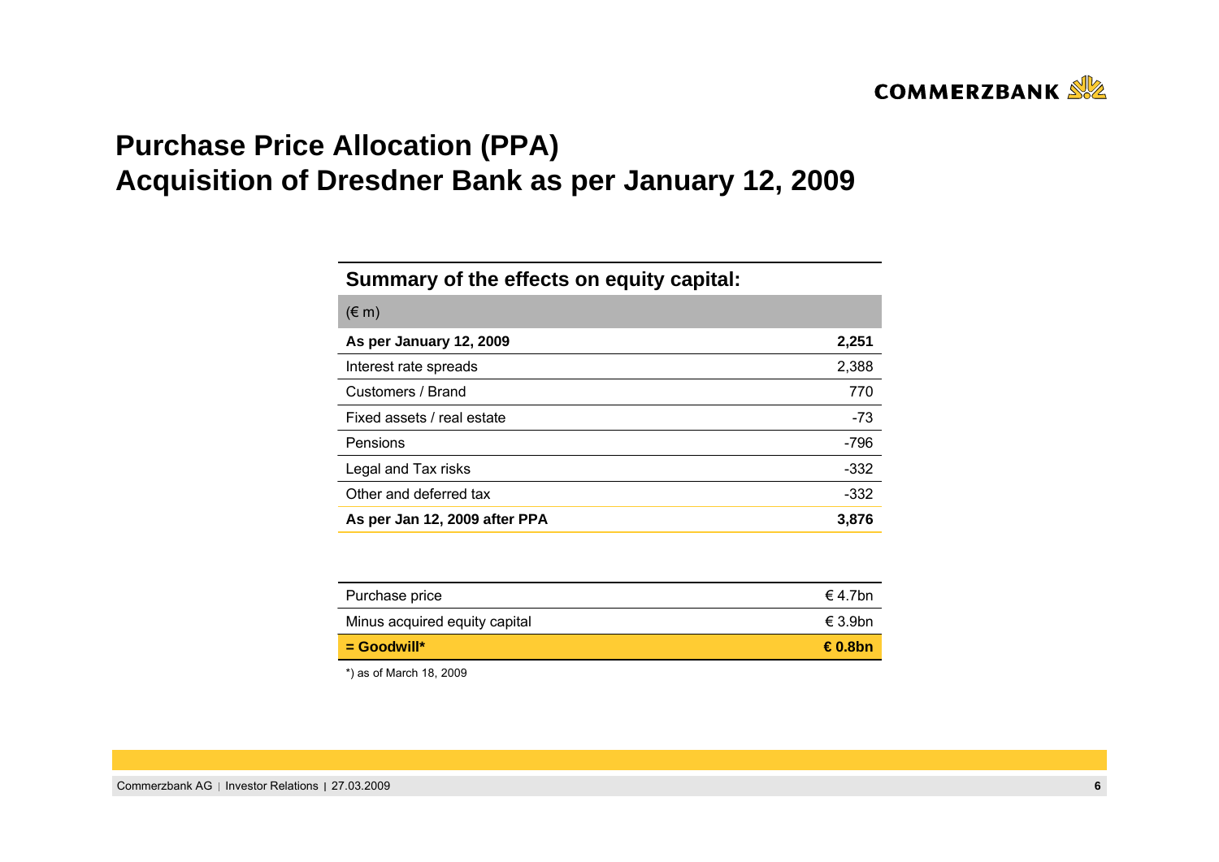# Purchase Price Allocation (PPA)
# Acquisition of Dresdner Bank as per January 12, 2009

**Summary of the effects on equity capital:**

| (€ m) | |
|---|---:|
| **As per January 12, 2009** | **2,251** |
| Interest rate spreads | 2,388 |
| Customers / Brand | 770 |
| Fixed assets / real estate | -73 |
| Pensions | -796 |
| Legal and Tax risks | -332 |
| Other and deferred tax | -332 |
| **As per Jan 12, 2009 after PPA** | **3,876** |

| | |
|---|---:|
| Purchase price | € 4.7bn |
| Minus acquired equity capital | € 3.9bn |
| **= Goodwill*** | **€ 0.8bn** |

*) as of March 18, 2009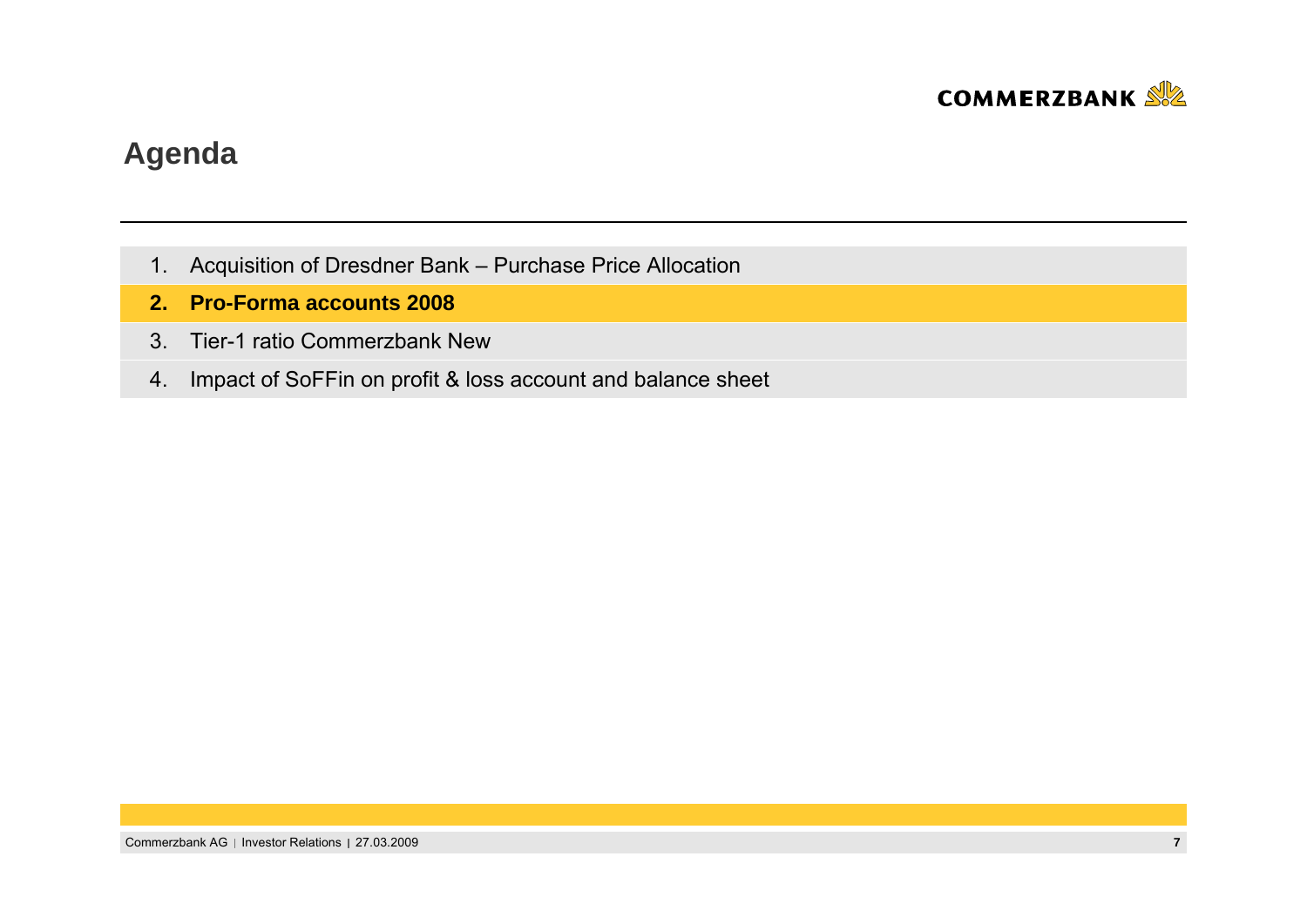## Agenda

1. Acquisition of Dresdner Bank – Purchase Price Allocation
2. **Pro-Forma accounts 2008**
3. Tier-1 ratio Commerzbank New
4. Impact of SoFFin on profit & loss account and balance sheet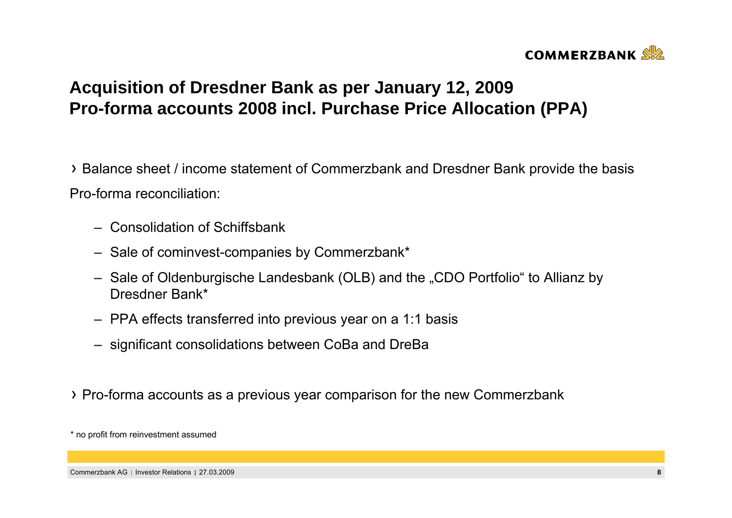# Acquisition of Dresdner Bank as per January 12, 2009
# Pro-forma accounts 2008 incl. Purchase Price Allocation (PPA)

› Balance sheet / income statement of Commerzbank and Dresdner Bank provide the basis

Pro-forma reconciliation:

- Consolidation of Schiffsbank
- Sale of cominvest-companies by Commerzbank*
- Sale of Oldenburgische Landesbank (OLB) and the „CDO Portfolio“ to Allianz by Dresdner Bank*
- PPA effects transferred into previous year on a 1:1 basis
- significant consolidations between CoBa and DreBa

› Pro-forma accounts as a previous year comparison for the new Commerzbank

* no profit from reinvestment assumed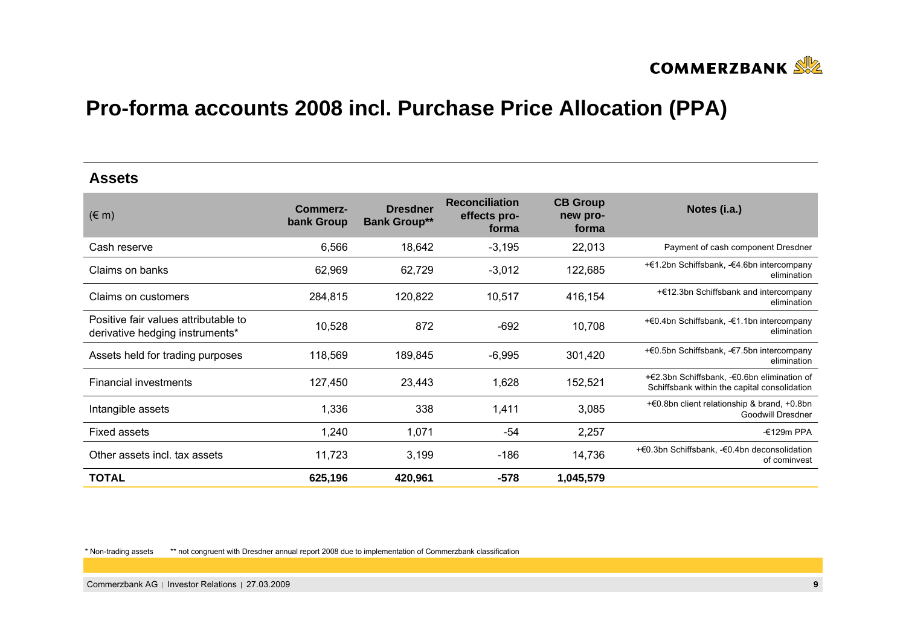# Pro-forma accounts 2008 incl. Purchase Price Allocation (PPA)

## Assets

| (€ m) | Commerz-bank Group | Dresdner Bank Group** | Reconciliation effects pro-forma | CB Group new pro-forma | Notes (i.a.) |
|---|---|---|---|---|---|
| Cash reserve | 6,566 | 18,642 | -3,195 | 22,013 | Payment of cash component Dresdner |
| Claims on banks | 62,969 | 62,729 | -3,012 | 122,685 | +€1.2bn Schiffsbank, -€4.6bn intercompany elimination |
| Claims on customers | 284,815 | 120,822 | 10,517 | 416,154 | +€12.3bn Schiffsbank and intercompany elimination |
| Positive fair values attributable to derivative hedging instruments* | 10,528 | 872 | -692 | 10,708 | +€0.4bn Schiffsbank, -€1.1bn intercompany elimination |
| Assets held for trading purposes | 118,569 | 189,845 | -6,995 | 301,420 | +€0.5bn Schiffsbank, -€7.5bn intercompany elimination |
| Financial investments | 127,450 | 23,443 | 1,628 | 152,521 | +€2.3bn Schiffsbank, -€0.6bn elimination of Schiffsbank within the capital consolidation |
| Intangible assets | 1,336 | 338 | 1,411 | 3,085 | +€0.8bn client relationship & brand, +0.8bn Goodwill Dresdner |
| Fixed assets | 1,240 | 1,071 | -54 | 2,257 | -€129m PPA |
| Other assets incl. tax assets | 11,723 | 3,199 | -186 | 14,736 | +€0.3bn Schiffsbank, -€0.4bn deconsolidation of cominvest |
| **TOTAL** | **625,196** | **420,961** | **-578** | **1,045,579** | |

* Non-trading assets ** not congruent with Dresdner annual report 2008 due to implementation of Commerzbank classification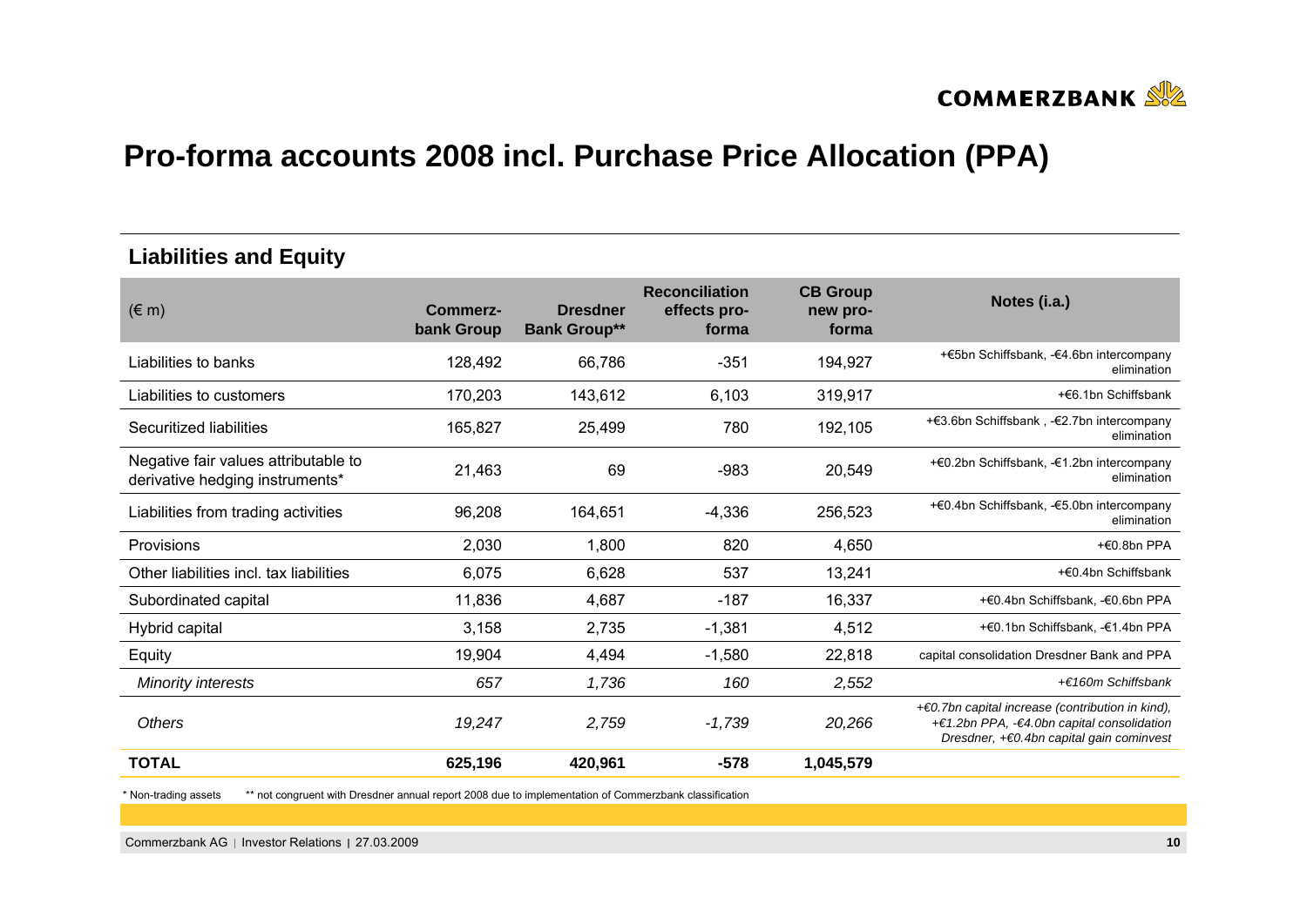# Pro-forma accounts 2008 incl. Purchase Price Allocation (PPA)

## Liabilities and Equity

| (€ m) | Commerz-bank Group | Dresdner Bank Group** | Reconciliation effects pro-forma | CB Group new pro-forma | Notes (i.a.) |
|---|---|---|---|---|---|
| Liabilities to banks | 128,492 | 66,786 | -351 | 194,927 | +€5bn Schiffsbank, -€4.6bn intercompany elimination |
| Liabilities to customers | 170,203 | 143,612 | 6,103 | 319,917 | +€6.1bn Schiffsbank |
| Securitized liabilities | 165,827 | 25,499 | 780 | 192,105 | +€3.6bn Schiffsbank , -€2.7bn intercompany elimination |
| Negative fair values attributable to derivative hedging instruments* | 21,463 | 69 | -983 | 20,549 | +€0.2bn Schiffsbank, -€1.2bn intercompany elimination |
| Liabilities from trading activities | 96,208 | 164,651 | -4,336 | 256,523 | +€0.4bn Schiffsbank, -€5.0bn intercompany elimination |
| Provisions | 2,030 | 1,800 | 820 | 4,650 | +€0.8bn PPA |
| Other liabilities incl. tax liabilities | 6,075 | 6,628 | 537 | 13,241 | +€0.4bn Schiffsbank |
| Subordinated capital | 11,836 | 4,687 | -187 | 16,337 | +€0.4bn Schiffsbank, -€0.6bn PPA |
| Hybrid capital | 3,158 | 2,735 | -1,381 | 4,512 | +€0.1bn Schiffsbank, -€1.4bn PPA |
| Equity | 19,904 | 4,494 | -1,580 | 22,818 | capital consolidation Dresdner Bank and PPA |
| *Minority interests* | *657* | *1,736* | *160* | *2,552* | *+€160m Schiffsbank* |
| *Others* | *19,247* | *2,759* | *-1,739* | *20,266* | *+€0.7bn capital increase (contribution in kind), +€1.2bn PPA, -€4.0bn capital consolidation Dresdner, +€0.4bn capital gain cominvest* |
| **TOTAL** | **625,196** | **420,961** | **-578** | **1,045,579** | |

\* Non-trading assets   ** not congruent with Dresdner annual report 2008 due to implementation of Commerzbank classification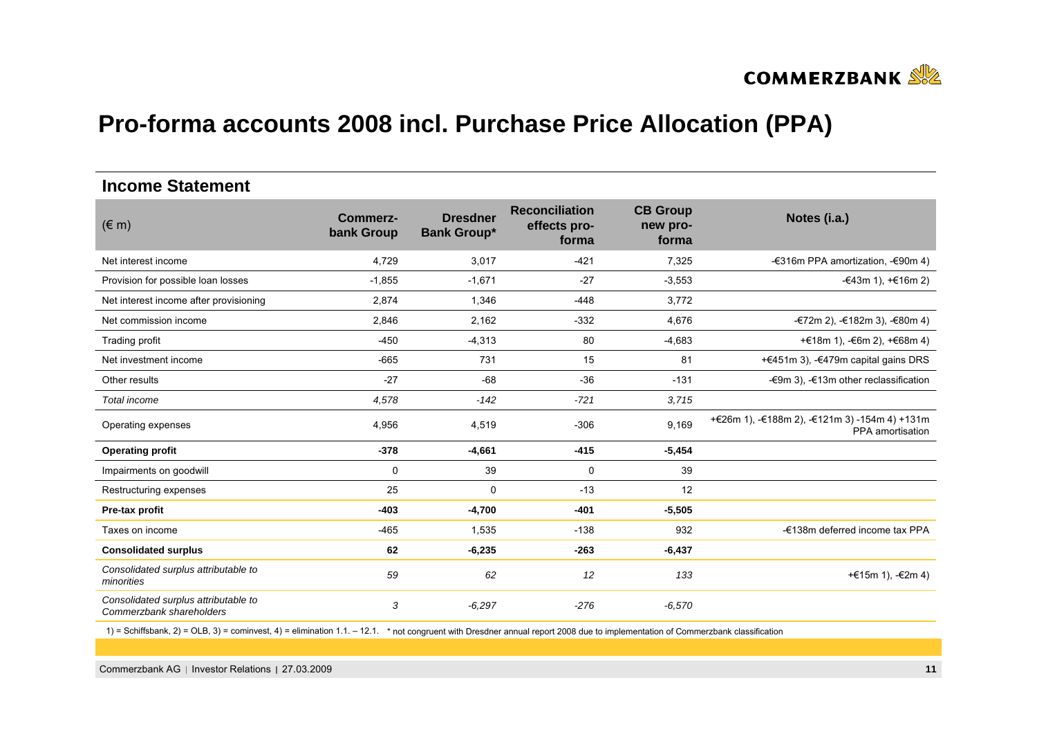# Pro-forma accounts 2008 incl. Purchase Price Allocation (PPA)

## Income Statement

| (€ m) | Commerz-bank Group | Dresdner Bank Group* | Reconciliation effects pro-forma | CB Group new pro-forma | Notes (i.a.) |
|---|---|---|---|---|---|
| Net interest income | 4,729 | 3,017 | -421 | 7,325 | -€316m PPA amortization, -€90m 4) |
| Provision for possible loan losses | -1,855 | -1,671 | -27 | -3,553 | -€43m 1), +€16m 2) |
| Net interest income after provisioning | 2,874 | 1,346 | -448 | 3,772 | |
| Net commission income | 2,846 | 2,162 | -332 | 4,676 | -€72m 2), -€182m 3), -€80m 4) |
| Trading profit | -450 | -4,313 | 80 | -4,683 | +€18m 1), -€6m 2), +€68m 4) |
| Net investment income | -665 | 731 | 15 | 81 | +€451m 3), -€479m capital gains DRS |
| Other results | -27 | -68 | -36 | -131 | -€9m 3), -€13m other reclassification |
| *Total income* | *4,578* | *-142* | *-721* | *3,715* | |
| Operating expenses | 4,956 | 4,519 | -306 | 9,169 | +€26m 1), -€188m 2), -€121m 3) -154m 4) +131m PPA amortisation |
| **Operating profit** | **-378** | **-4,661** | **-415** | **-5,454** | |
| Impairments on goodwill | 0 | 39 | 0 | 39 | |
| Restructuring expenses | 25 | 0 | -13 | 12 | |
| **Pre-tax profit** | **-403** | **-4,700** | **-401** | **-5,505** | |
| Taxes on income | -465 | 1,535 | -138 | 932 | -€138m deferred income tax PPA |
| **Consolidated surplus** | **62** | **-6,235** | **-263** | **-6,437** | |
| *Consolidated surplus attributable to minorities* | *59* | *62* | *12* | *133* | +€15m 1), -€2m 4) |
| *Consolidated surplus attributable to Commerzbank shareholders* | *3* | *-6,297* | *-276* | *-6,570* | |

1) = Schiffsbank, 2) = OLB, 3) = cominvest, 4) = elimination 1.1. – 12.1. * not congruent with Dresdner annual report 2008 due to implementation of Commerzbank classification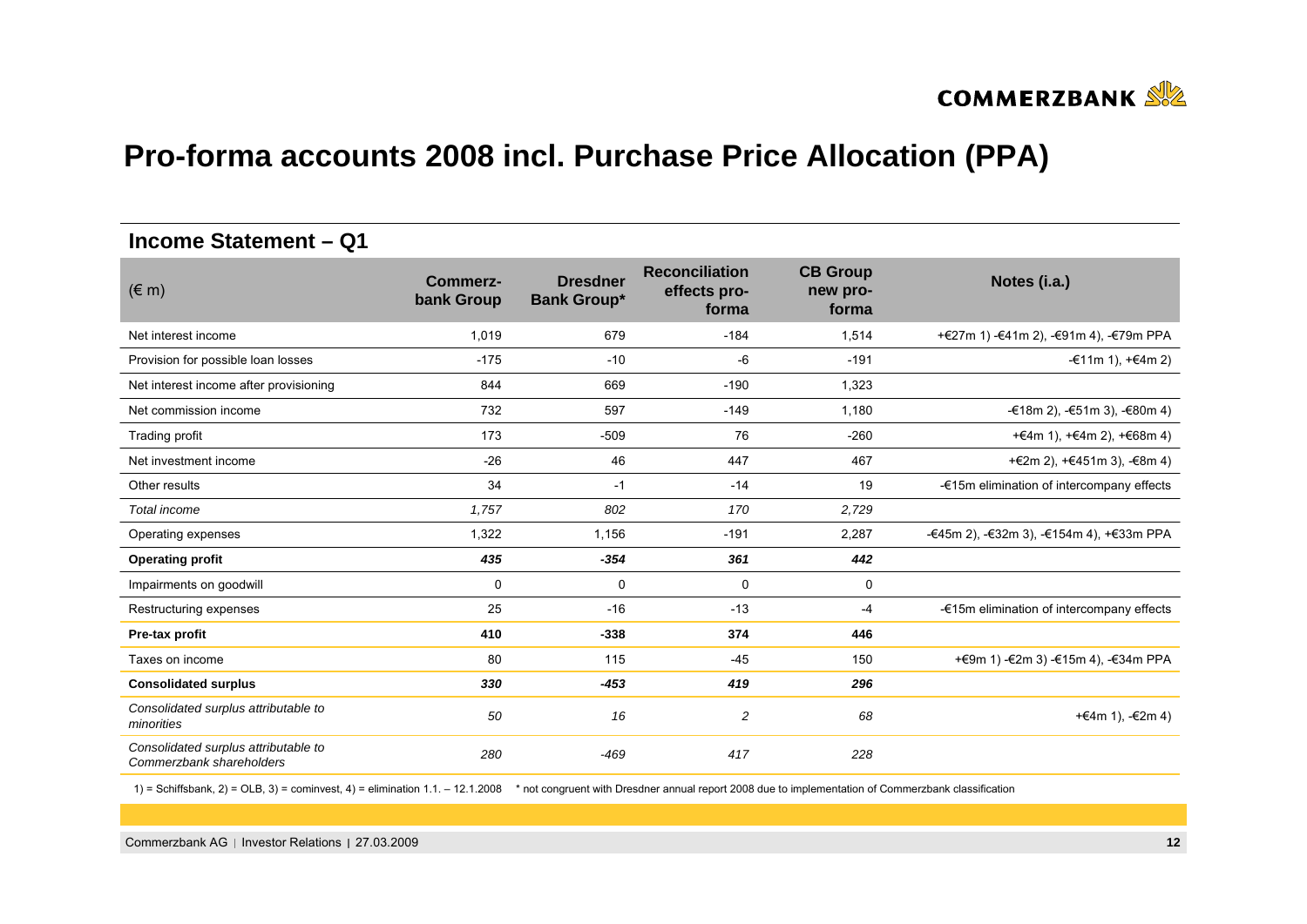# Pro-forma accounts 2008 incl. Purchase Price Allocation (PPA)

## Income Statement – Q1

| (€ m) | Commerz-bank Group | Dresdner Bank Group* | Reconciliation effects pro-forma | CB Group new pro-forma | Notes (i.a.) |
|---|---|---|---|---|---|
| Net interest income | 1,019 | 679 | -184 | 1,514 | +€27m 1) -€41m 2), -€91m 4), -€79m PPA |
| Provision for possible loan losses | -175 | -10 | -6 | -191 | -€11m 1), +€4m 2) |
| Net interest income after provisioning | 844 | 669 | -190 | 1,323 | |
| Net commission income | 732 | 597 | -149 | 1,180 | -€18m 2), -€51m 3), -€80m 4) |
| Trading profit | 173 | -509 | 76 | -260 | +€4m 1), +€4m 2), +€68m 4) |
| Net investment income | -26 | 46 | 447 | 467 | +€2m 2), +€451m 3), -€8m 4) |
| Other results | 34 | -1 | -14 | 19 | -€15m elimination of intercompany effects |
| *Total income* | *1,757* | *802* | *170* | *2,729* | |
| Operating expenses | 1,322 | 1,156 | -191 | 2,287 | -€45m 2), -€32m 3), -€154m 4), +€33m PPA |
| **Operating profit** | ***435*** | ***-354*** | ***361*** | ***442*** | |
| Impairments on goodwill | 0 | 0 | 0 | 0 | |
| Restructuring expenses | 25 | -16 | -13 | -4 | -€15m elimination of intercompany effects |
| **Pre-tax profit** | **410** | **-338** | **374** | **446** | |
| Taxes on income | 80 | 115 | -45 | 150 | +€9m 1) -€2m 3) -€15m 4), -€34m PPA |
| **Consolidated surplus** | ***330*** | ***-453*** | ***419*** | ***296*** | |
| *Consolidated surplus attributable to minorities* | *50* | *16* | *2* | *68* | +€4m 1), -€2m 4) |
| *Consolidated surplus attributable to Commerzbank shareholders* | *280* | *-469* | *417* | *228* | |

1) = Schiffsbank, 2) = OLB, 3) = cominvest, 4) = elimination 1.1. – 12.1.2008 * not congruent with Dresdner annual report 2008 due to implementation of Commerzbank classification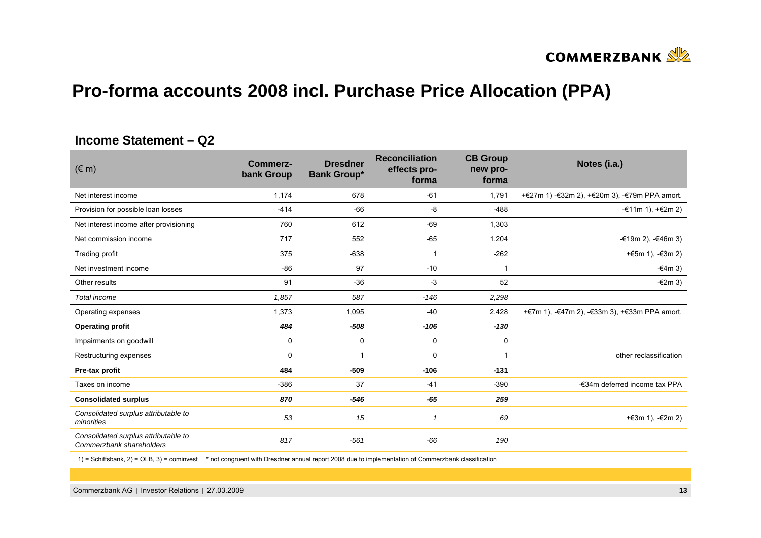# Pro-forma accounts 2008 incl. Purchase Price Allocation (PPA)

## Income Statement – Q2

| (€ m) | Commerz-bank Group | Dresdner Bank Group* | Reconciliation effects pro-forma | CB Group new pro-forma | Notes (i.a.) |
|---|---|---|---|---|---|
| Net interest income | 1,174 | 678 | -61 | 1,791 | +€27m 1) -€32m 2), +€20m 3), -€79m PPA amort. |
| Provision for possible loan losses | -414 | -66 | -8 | -488 | -€11m 1), +€2m 2) |
| Net interest income after provisioning | 760 | 612 | -69 | 1,303 | |
| Net commission income | 717 | 552 | -65 | 1,204 | -€19m 2), -€46m 3) |
| Trading profit | 375 | -638 | 1 | -262 | +€5m 1), -€3m 2) |
| Net investment income | -86 | 97 | -10 | 1 | -€4m 3) |
| Other results | 91 | -36 | -3 | 52 | -€2m 3) |
| *Total income* | *1,857* | *587* | *-146* | *2,298* | |
| Operating expenses | 1,373 | 1,095 | -40 | 2,428 | +€7m 1), -€47m 2), -€33m 3), +€33m PPA amort. |
| **Operating profit** | ***484*** | ***-508*** | ***-106*** | ***-130*** | |
| Impairments on goodwill | 0 | 0 | 0 | 0 | |
| Restructuring expenses | 0 | 1 | 0 | 1 | other reclassification |
| **Pre-tax profit** | **484** | **-509** | **-106** | **-131** | |
| Taxes on income | -386 | 37 | -41 | -390 | -€34m deferred income tax PPA |
| **Consolidated surplus** | ***870*** | ***-546*** | ***-65*** | ***259*** | |
| *Consolidated surplus attributable to minorities* | *53* | *15* | *1* | *69* | +€3m 1), -€2m 2) |
| *Consolidated surplus attributable to Commerzbank shareholders* | *817* | *-561* | *-66* | *190* | |

1) = Schiffsbank, 2) = OLB, 3) = cominvest * not congruent with Dresdner annual report 2008 due to implementation of Commerzbank classification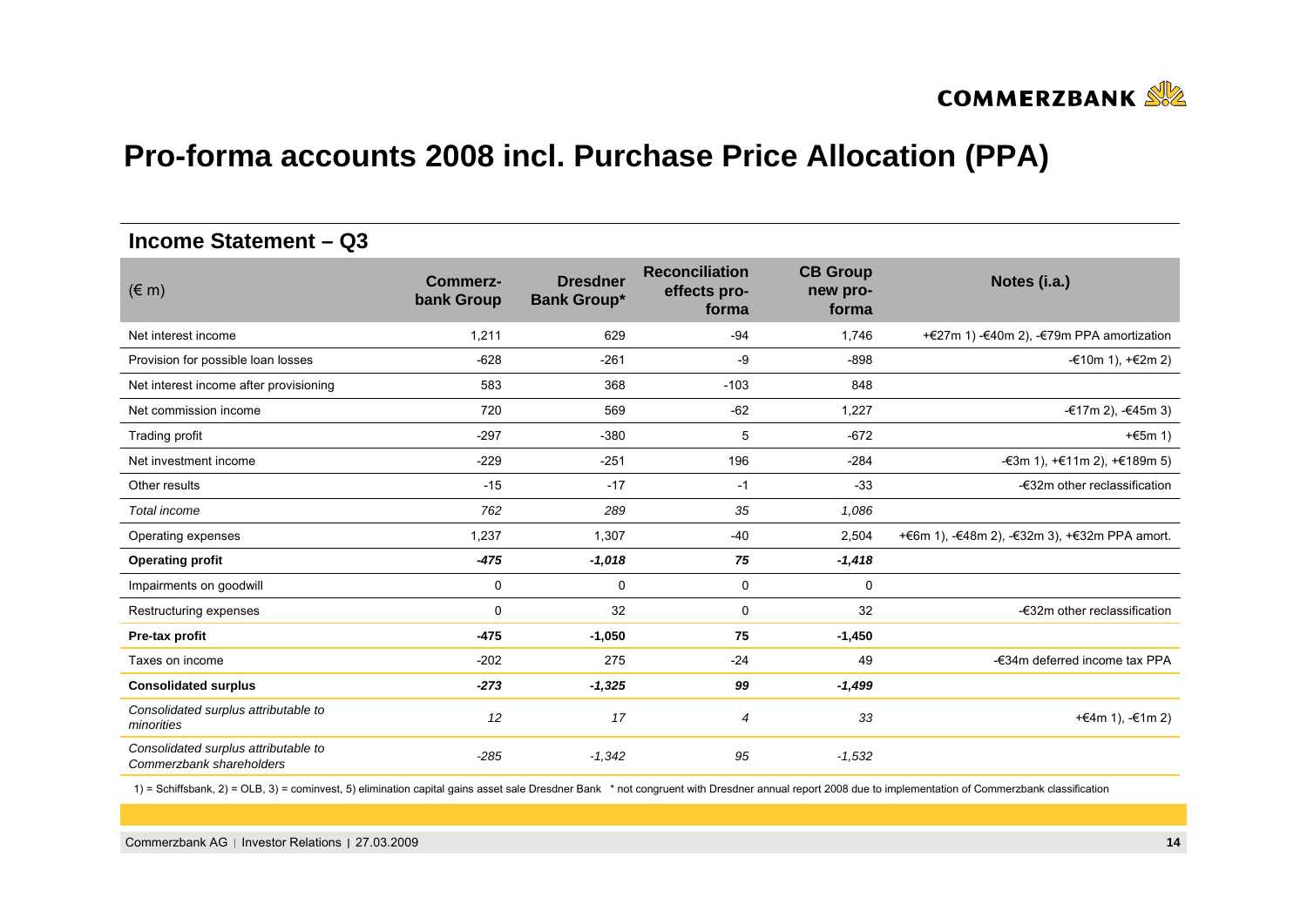# Pro-forma accounts 2008 incl. Purchase Price Allocation (PPA)

## Income Statement – Q3

| (€ m) | Commerz-bank Group | Dresdner Bank Group* | Reconciliation effects pro-forma | CB Group new pro-forma | Notes (i.a.) |
|---|---|---|---|---|---|
| Net interest income | 1,211 | 629 | -94 | 1,746 | +€27m 1) -€40m 2), -€79m PPA amortization |
| Provision for possible loan losses | -628 | -261 | -9 | -898 | -€10m 1), +€2m 2) |
| Net interest income after provisioning | 583 | 368 | -103 | 848 | |
| Net commission income | 720 | 569 | -62 | 1,227 | -€17m 2), -€45m 3) |
| Trading profit | -297 | -380 | 5 | -672 | +€5m 1) |
| Net investment income | -229 | -251 | 196 | -284 | -€3m 1), +€11m 2), +€189m 5) |
| Other results | -15 | -17 | -1 | -33 | -€32m other reclassification |
| *Total income* | *762* | *289* | *35* | *1,086* | |
| Operating expenses | 1,237 | 1,307 | -40 | 2,504 | +€6m 1), -€48m 2), -€32m 3), +€32m PPA amort. |
| **Operating profit** | ***-475*** | ***-1,018*** | ***75*** | ***-1,418*** | |
| Impairments on goodwill | 0 | 0 | 0 | 0 | |
| Restructuring expenses | 0 | 32 | 0 | 32 | -€32m other reclassification |
| **Pre-tax profit** | **-475** | **-1,050** | **75** | **-1,450** | |
| Taxes on income | -202 | 275 | -24 | 49 | -€34m deferred income tax PPA |
| **Consolidated surplus** | ***-273*** | ***-1,325*** | ***99*** | ***-1,499*** | |
| *Consolidated surplus attributable to minorities* | *12* | *17* | *4* | *33* | +€4m 1), -€1m 2) |
| *Consolidated surplus attributable to Commerzbank shareholders* | *-285* | *-1,342* | *95* | *-1,532* | |

1) = Schiffsbank, 2) = OLB, 3) = cominvest, 5) elimination capital gains asset sale Dresdner Bank   * not congruent with Dresdner annual report 2008 due to implementation of Commerzbank classification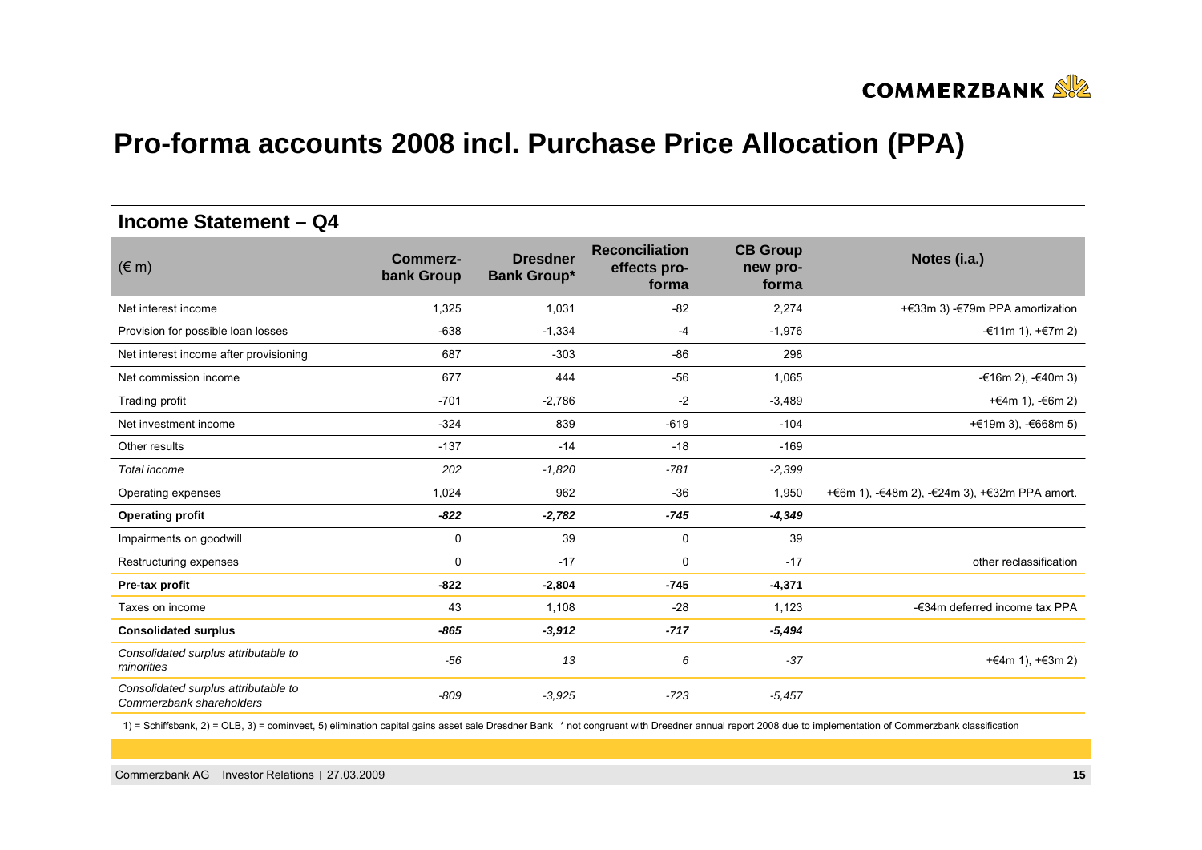# Pro-forma accounts 2008 incl. Purchase Price Allocation (PPA)

## Income Statement – Q4

| (€ m) | Commerz-bank Group | Dresdner Bank Group* | Reconciliation effects pro-forma | CB Group new pro-forma | Notes (i.a.) |
|---|---|---|---|---|---|
| Net interest income | 1,325 | 1,031 | -82 | 2,274 | +€33m 3) -€79m PPA amortization |
| Provision for possible loan losses | -638 | -1,334 | -4 | -1,976 | -€11m 1), +€7m 2) |
| Net interest income after provisioning | 687 | -303 | -86 | 298 | |
| Net commission income | 677 | 444 | -56 | 1,065 | -€16m 2), -€40m 3) |
| Trading profit | -701 | -2,786 | -2 | -3,489 | +€4m 1), -€6m 2) |
| Net investment income | -324 | 839 | -619 | -104 | +€19m 3), -€668m 5) |
| Other results | -137 | -14 | -18 | -169 | |
| *Total income* | *202* | *-1,820* | *-781* | *-2,399* | |
| Operating expenses | 1,024 | 962 | -36 | 1,950 | +€6m 1), -€48m 2), -€24m 3), +€32m PPA amort. |
| **Operating profit** | ***-822*** | ***-2,782*** | ***-745*** | ***-4,349*** | |
| Impairments on goodwill | 0 | 39 | 0 | 39 | |
| Restructuring expenses | 0 | -17 | 0 | -17 | other reclassification |
| **Pre-tax profit** | **-822** | **-2,804** | **-745** | **-4,371** | |
| Taxes on income | 43 | 1,108 | -28 | 1,123 | -€34m deferred income tax PPA |
| **Consolidated surplus** | ***-865*** | ***-3,912*** | ***-717*** | ***-5,494*** | |
| *Consolidated surplus attributable to minorities* | *-56* | *13* | *6* | *-37* | +€4m 1), +€3m 2) |
| *Consolidated surplus attributable to Commerzbank shareholders* | *-809* | *-3,925* | *-723* | *-5,457* | |

1) = Schiffsbank, 2) = OLB, 3) = cominvest, 5) elimination capital gains asset sale Dresdner Bank * not congruent with Dresdner annual report 2008 due to implementation of Commerzbank classification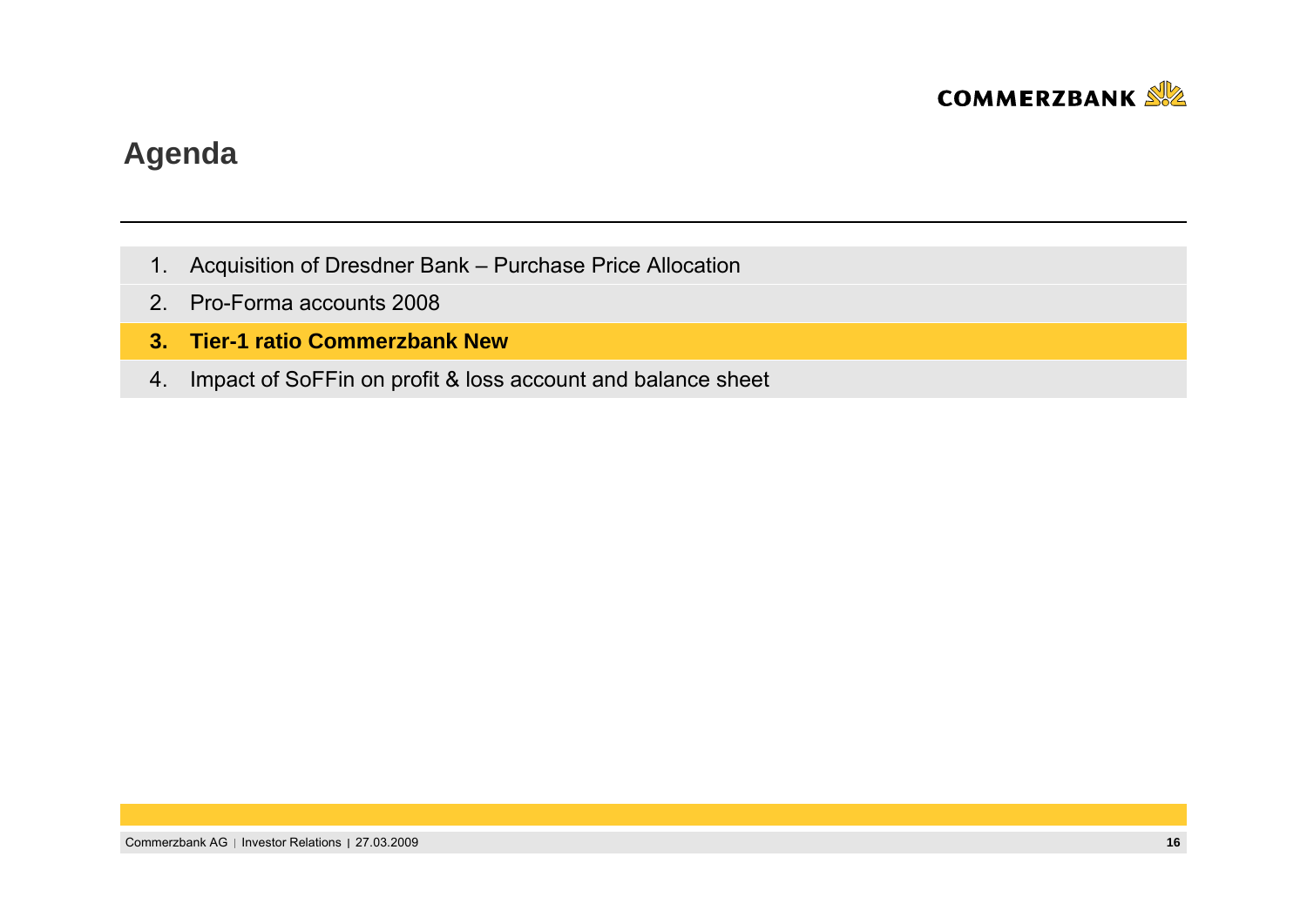# Agenda

1. Acquisition of Dresdner Bank – Purchase Price Allocation
2. Pro-Forma accounts 2008
3. **Tier-1 ratio Commerzbank New**
4. Impact of SoFFin on profit & loss account and balance sheet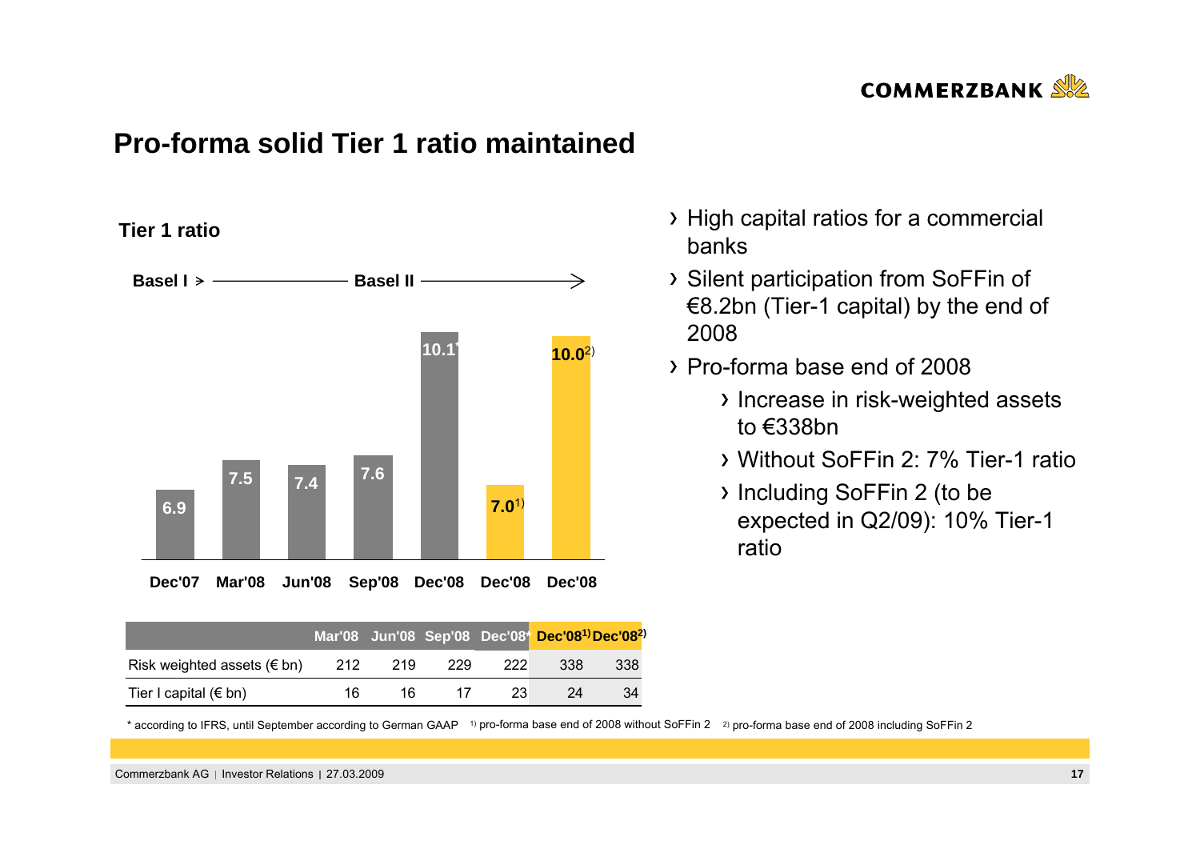# Pro-forma solid Tier 1 ratio maintained

**Tier 1 ratio**

**Basel I** > **Basel II** →

| | Dec'07 | Mar'08 | Jun'08 | Sep'08 | Dec'08 | Dec'08 | Dec'08 |
|---|---|---|---|---|---|---|---|
| Tier 1 ratio | 6.9 | 7.5 | 7.4 | 7.6 | 10.1* | 7.0[1] | 10.0[2] |

| | Mar'08 | Jun'08 | Sep'08 | Dec'08* | Dec'08[1] | Dec'08[2] |
|---|---|---|---|---|---|---|
| Risk weighted assets (€ bn) | 212 | 219 | 229 | 222 | 338 | 338 |
| Tier I capital (€ bn) | 16 | 16 | 17 | 23 | 24 | 34 |

- High capital ratios for a commercial banks
- Silent participation from SoFFin of €8.2bn (Tier-1 capital) by the end of 2008
- Pro-forma base end of 2008
  - Increase in risk-weighted assets to €338bn
  - Without SoFFin 2: 7% Tier-1 ratio
  - Including SoFFin 2 (to be expected in Q2/09): 10% Tier-1 ratio

\* according to IFRS, until September according to German GAAP [1] pro-forma base end of 2008 without SoFFin 2 [2] pro-forma base end of 2008 including SoFFin 2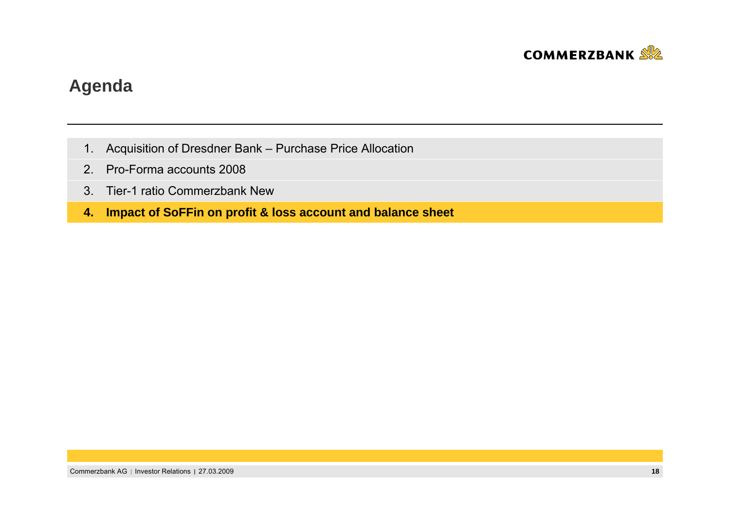# Agenda

1. Acquisition of Dresdner Bank – Purchase Price Allocation
2. Pro-Forma accounts 2008
3. Tier-1 ratio Commerzbank New
4. **Impact of SoFFin on profit & loss account and balance sheet**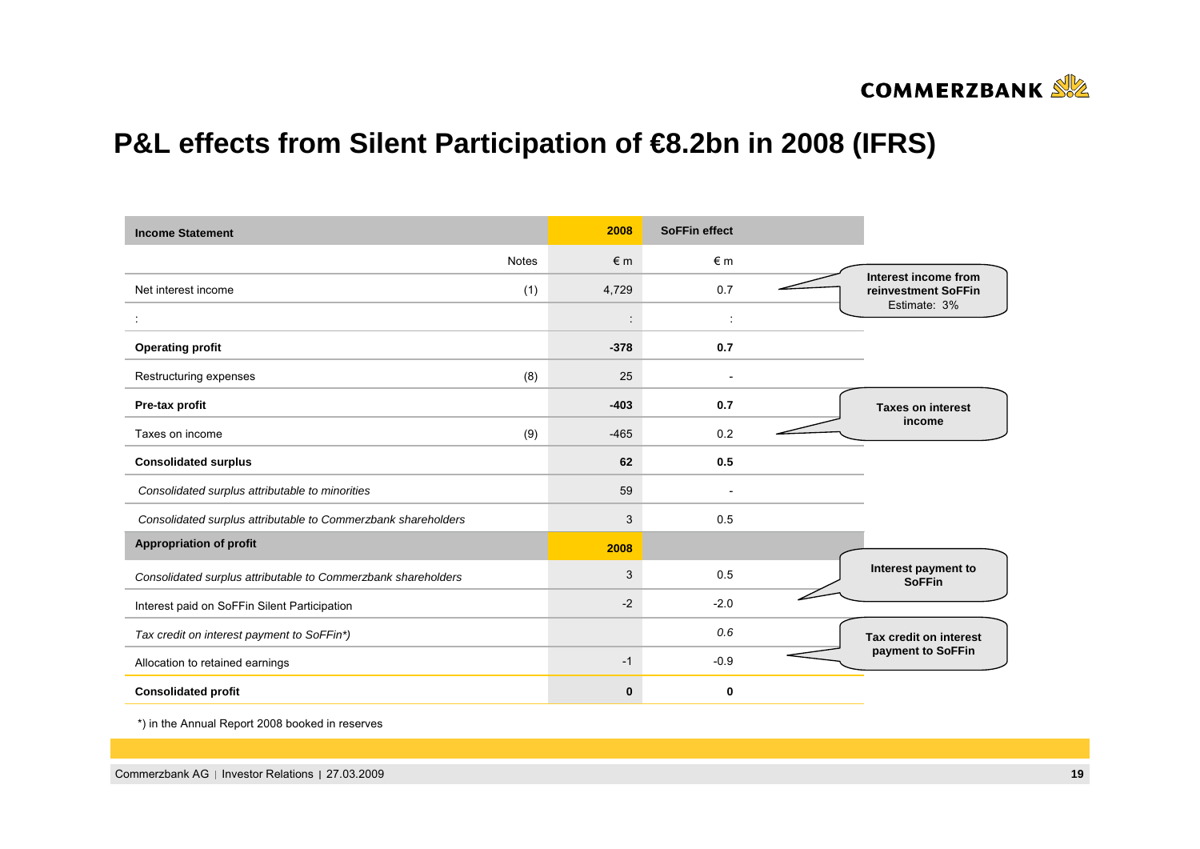# P&L effects from Silent Participation of €8.2bn in 2008 (IFRS)

| Income Statement | Notes | 2008 | SoFFin effect |
|---|---|---|---|
| | | € m | € m |
| Net interest income | (1) | 4,729 | 0.7 |
| : | | : | : |
| **Operating profit** | | **-378** | **0.7** |
| Restructuring expenses | (8) | 25 | - |
| **Pre-tax profit** | | **-403** | **0.7** |
| Taxes on income | (9) | -465 | 0.2 |
| **Consolidated surplus** | | **62** | **0.5** |
| *Consolidated surplus attributable to minorities* | | 59 | - |
| *Consolidated surplus attributable to Commerzbank shareholders* | | 3 | 0.5 |
| **Appropriation of profit** | | **2008** | |
| *Consolidated surplus attributable to Commerzbank shareholders* | | 3 | 0.5 |
| Interest paid on SoFFin Silent Participation | | -2 | -2.0 |
| *Tax credit on interest payment to SoFFin\*)* | | | *0.6* |
| Allocation to retained earnings | | -1 | -0.9 |
| **Consolidated profit** | | **0** | **0** |

**Interest income from reinvestment SoFFin** Estimate: 3%

**Taxes on interest income**

**Interest payment to SoFFin**

**Tax credit on interest payment to SoFFin**

*) in the Annual Report 2008 booked in reserves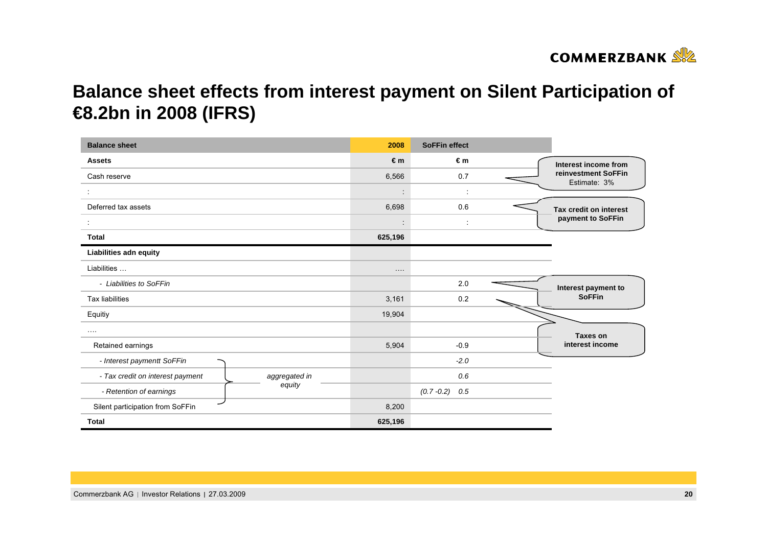# Balance sheet effects from interest payment on Silent Participation of €8.2bn in 2008 (IFRS)

| Balance sheet | 2008 | SoFFin effect |
|---|---|---|
| **Assets** | **€ m** | **€ m** |
| Cash reserve | 6,566 | 0.7 |
| : | : | : |
| Deferred tax assets | 6,698 | 0.6 |
| : | : | : |
| **Total** | **625,196** | |
| **Liabilities adn equity** | | |
| Liabilities … | …. | |
| *- Liabilities to SoFFin* | | 2.0 |
| Tax liabilities | 3,161 | 0.2 |
| Equitiy | 19,904 | |
| …. | | |
| Retained earnings | 5,904 | -0.9 |
| *- Interest paymentt SoFFin* | | *-2.0* |
| *- Tax credit on interest payment* | | *0.6* |
| *- Retention of earnings* | | *(0.7 -0.2) 0.5* |
| Silent participation from SoFFin | 8,200 | |
| **Total** | **625,196** | |

*aggregated in equity* (Interest payment SoFFin, Tax credit on interest payment, Retention of earnings)

- Cash reserve: **Interest income from reinvestment SoFFin** Estimate: 3%
- Deferred tax assets: **Tax credit on interest payment to SoFFin**
- Liabilities to SoFFin: **Interest payment to SoFFin**
- Tax liabilities: **Taxes on interest income**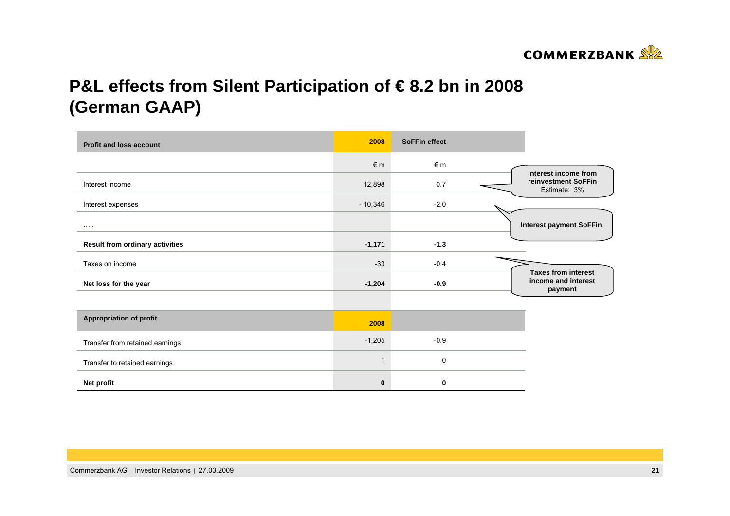# P&L effects from Silent Participation of € 8.2 bn in 2008 (German GAAP)

| Profit and loss account | 2008 | SoFFin effect |
|---|---|---|
| | € m | € m |
| Interest income | 12,898 | 0.7 |
| Interest expenses | - 10,346 | -2.0 |
| ….. | | |
| **Result from ordinary activities** | **-1,171** | **-1.3** |
| Taxes on income | -33 | -0.4 |
| **Net loss for the year** | **-1,204** | **-0.9** |
| | | |
| **Appropriation of profit** | **2008** | |
| Transfer from retained earnings | -1,205 | -0.9 |
| Transfer to retained earnings | 1 | 0 |
| **Net profit** | **0** | **0** |

**Interest income from reinvestment SoFFin** Estimate: 3%

**Interest payment SoFFin**

**Taxes from interest income and interest payment**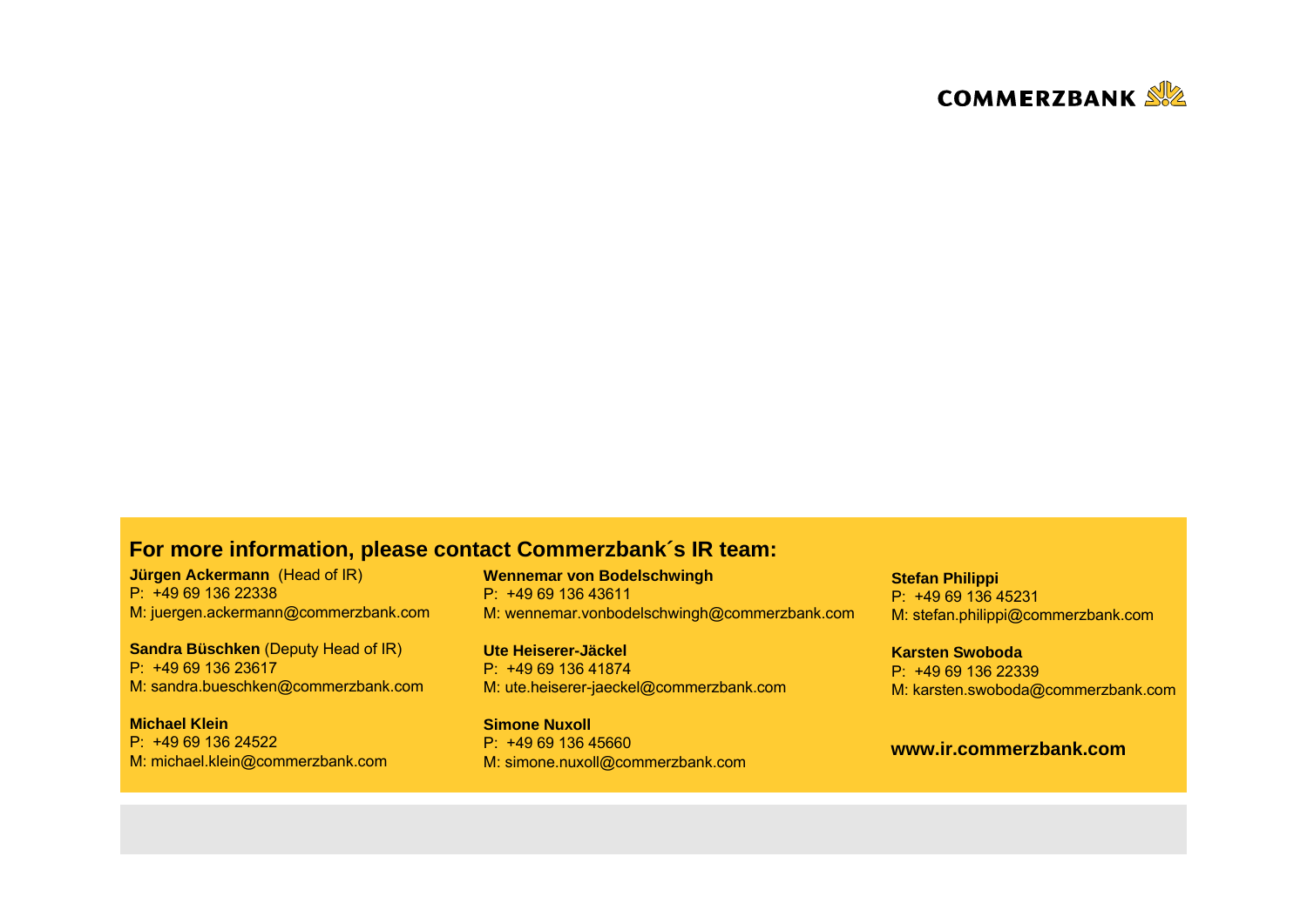COMMERZBANK

## For more information, please contact Commerzbank´s IR team:

**Jürgen Ackermann** (Head of IR)
P: +49 69 136 22338
M: juergen.ackermann@commerzbank.com

**Sandra Büschken** (Deputy Head of IR)
P: +49 69 136 23617
M: sandra.bueschken@commerzbank.com

**Michael Klein**
P: +49 69 136 24522
M: michael.klein@commerzbank.com

**Wennemar von Bodelschwingh**
P: +49 69 136 43611
M: wennemar.vonbodelschwingh@commerzbank.com

**Ute Heiserer-Jäckel**
P: +49 69 136 41874
M: ute.heiserer-jaeckel@commerzbank.com

**Simone Nuxoll**
P: +49 69 136 45660
M: simone.nuxoll@commerzbank.com

**Stefan Philippi**
P: +49 69 136 45231
M: stefan.philippi@commerzbank.com

**Karsten Swoboda**
P: +49 69 136 22339
M: karsten.swoboda@commerzbank.com

**www.ir.commerzbank.com**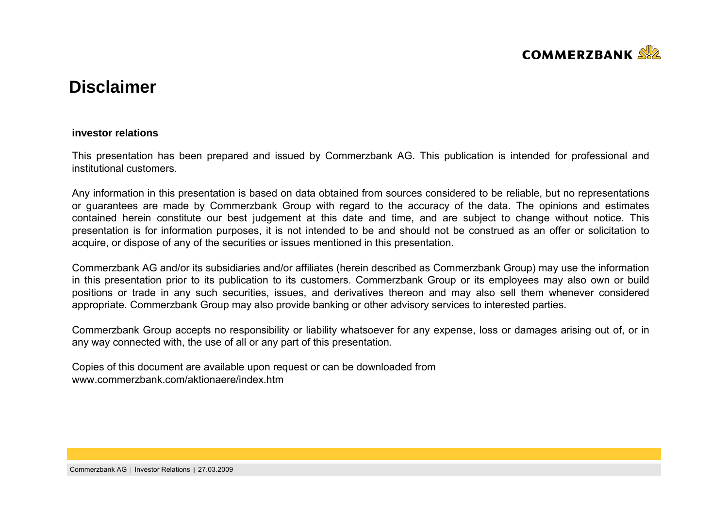# Disclaimer

**investor relations**

This presentation has been prepared and issued by Commerzbank AG. This publication is intended for professional and institutional customers.

Any information in this presentation is based on data obtained from sources considered to be reliable, but no representations or guarantees are made by Commerzbank Group with regard to the accuracy of the data. The opinions and estimates contained herein constitute our best judgement at this date and time, and are subject to change without notice. This presentation is for information purposes, it is not intended to be and should not be construed as an offer or solicitation to acquire, or dispose of any of the securities or issues mentioned in this presentation.

Commerzbank AG and/or its subsidiaries and/or affiliates (herein described as Commerzbank Group) may use the information in this presentation prior to its publication to its customers. Commerzbank Group or its employees may also own or build positions or trade in any such securities, issues, and derivatives thereon and may also sell them whenever considered appropriate. Commerzbank Group may also provide banking or other advisory services to interested parties.

Commerzbank Group accepts no responsibility or liability whatsoever for any expense, loss or damages arising out of, or in any way connected with, the use of all or any part of this presentation.

Copies of this document are available upon request or can be downloaded from
www.commerzbank.com/aktionaere/index.htm